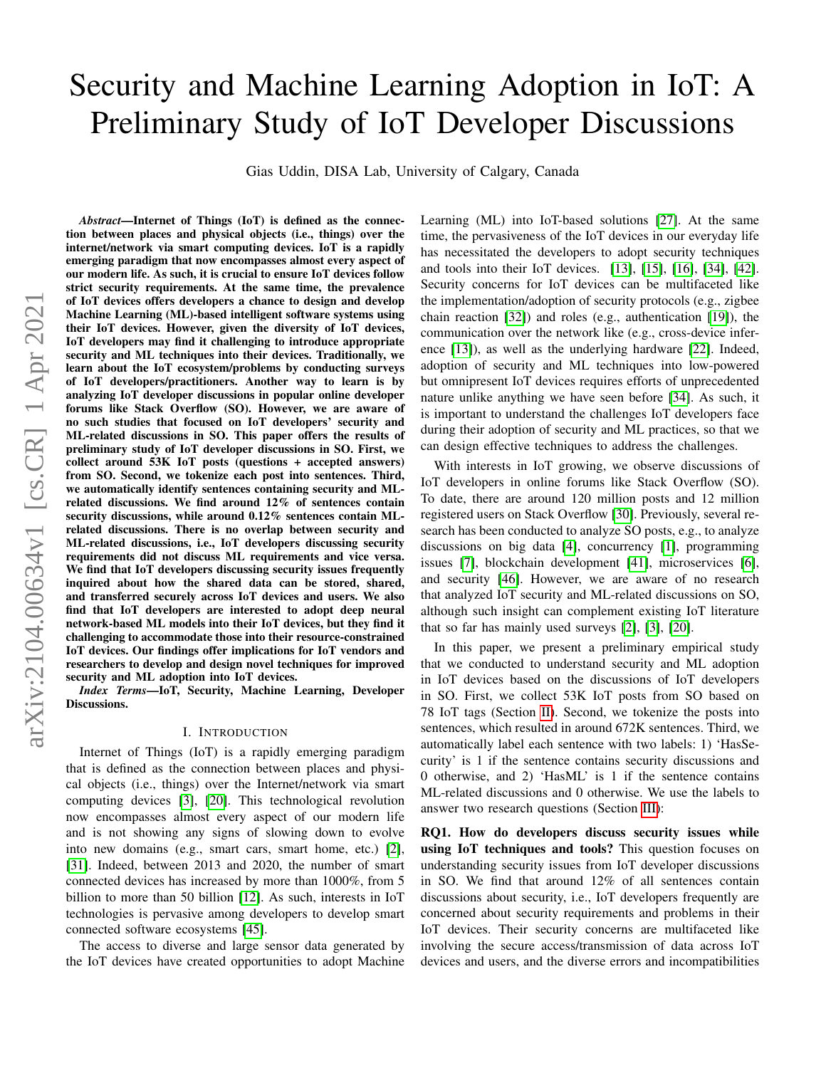# Security and Machine Learning Adoption in IoT: A Preliminary Study of IoT Developer Discussions

Gias Uddin, DISA Lab, University of Calgary, Canada

***Abstract*—Internet of Things (IoT) is defined as the connection between places and physical objects (i.e., things) over the internet/network via smart computing devices. IoT is a rapidly emerging paradigm that now encompasses almost every aspect of our modern life. As such, it is crucial to ensure IoT devices follow strict security requirements. At the same time, the prevalence of IoT devices offers developers a chance to design and develop Machine Learning (ML)-based intelligent software systems using their IoT devices. However, given the diversity of IoT devices, IoT developers may find it challenging to introduce appropriate security and ML techniques into their devices. Traditionally, we learn about the IoT ecosystem/problems by conducting surveys of IoT developers/practitioners. Another way to learn is by analyzing IoT developer discussions in popular online developer forums like Stack Overflow (SO). However, we are aware of no such studies that focused on IoT developers' security and ML-related discussions in SO. This paper offers the results of preliminary study of IoT developer discussions in SO. First, we collect around 53K IoT posts (questions + accepted answers) from SO. Second, we tokenize each post into sentences. Third, we automatically identify sentences containing security and ML-related discussions. We find around 12% of sentences contain security discussions, while around 0.12% sentences contain ML-related discussions. There is no overlap between security and ML-related discussions, i.e., IoT developers discussing security requirements did not discuss ML requirements and vice versa. We find that IoT developers discussing security issues frequently inquired about how the shared data can be stored, shared, and transferred securely across IoT devices and users. We also find that IoT developers are interested to adopt deep neural network-based ML models into their IoT devices, but they find it challenging to accommodate those into their resource-constrained IoT devices. Our findings offer implications for IoT vendors and researchers to develop and design novel techniques for improved security and ML adoption into IoT devices.**

***Index Terms*—IoT, Security, Machine Learning, Developer Discussions.**

## I. Introduction

Internet of Things (IoT) is a rapidly emerging paradigm that is defined as the connection between places and physical objects (i.e., things) over the Internet/network via smart computing devices [3], [20]. This technological revolution now encompasses almost every aspect of our modern life and is not showing any signs of slowing down to evolve into new domains (e.g., smart cars, smart home, etc.) [2], [31]. Indeed, between 2013 and 2020, the number of smart connected devices has increased by more than 1000%, from 5 billion to more than 50 billion [12]. As such, interests in IoT technologies is pervasive among developers to develop smart connected software ecosystems [45].

The access to diverse and large sensor data generated by the IoT devices have created opportunities to adopt Machine Learning (ML) into IoT-based solutions [27]. At the same time, the pervasiveness of the IoT devices in our everyday life has necessitated the developers to adopt security techniques and tools into their IoT devices. [13], [15], [16], [34], [42]. Security concerns for IoT devices can be multifaceted like the implementation/adoption of security protocols (e.g., zigbee chain reaction [32]) and roles (e.g., authentication [19]), the communication over the network like (e.g., cross-device inference [13]), as well as the underlying hardware [22]. Indeed, adoption of security and ML techniques into low-powered but omnipresent IoT devices requires efforts of unprecedented nature unlike anything we have seen before [34]. As such, it is important to understand the challenges IoT developers face during their adoption of security and ML practices, so that we can design effective techniques to address the challenges.

With interests in IoT growing, we observe discussions of IoT developers in online forums like Stack Overflow (SO). To date, there are around 120 million posts and 12 million registered users on Stack Overflow [30]. Previously, several research has been conducted to analyze SO posts, e.g., to analyze discussions on big data [4], concurrency [1], programming issues [7], blockchain development [41], microservices [6], and security [46]. However, we are aware of no research that analyzed IoT security and ML-related discussions on SO, although such insight can complement existing IoT literature that so far has mainly used surveys [2], [3], [20].

In this paper, we present a preliminary empirical study that we conducted to understand security and ML adoption in IoT devices based on the discussions of IoT developers in SO. First, we collect 53K IoT posts from SO based on 78 IoT tags (Section II). Second, we tokenize the posts into sentences, which resulted in around 672K sentences. Third, we automatically label each sentence with two labels: 1) 'HasSecurity' is 1 if the sentence contains security discussions and 0 otherwise, and 2) 'HasML' is 1 if the sentence contains ML-related discussions and 0 otherwise. We use the labels to answer two research questions (Section III):

**RQ1. How do developers discuss security issues while using IoT techniques and tools?** This question focuses on understanding security issues from IoT developer discussions in SO. We find that around 12% of all sentences contain discussions about security, i.e., IoT developers frequently are concerned about security requirements and problems in their IoT devices. Their security concerns are multifaceted like involving the secure access/transmission of data across IoT devices and users, and the diverse errors and incompatibilities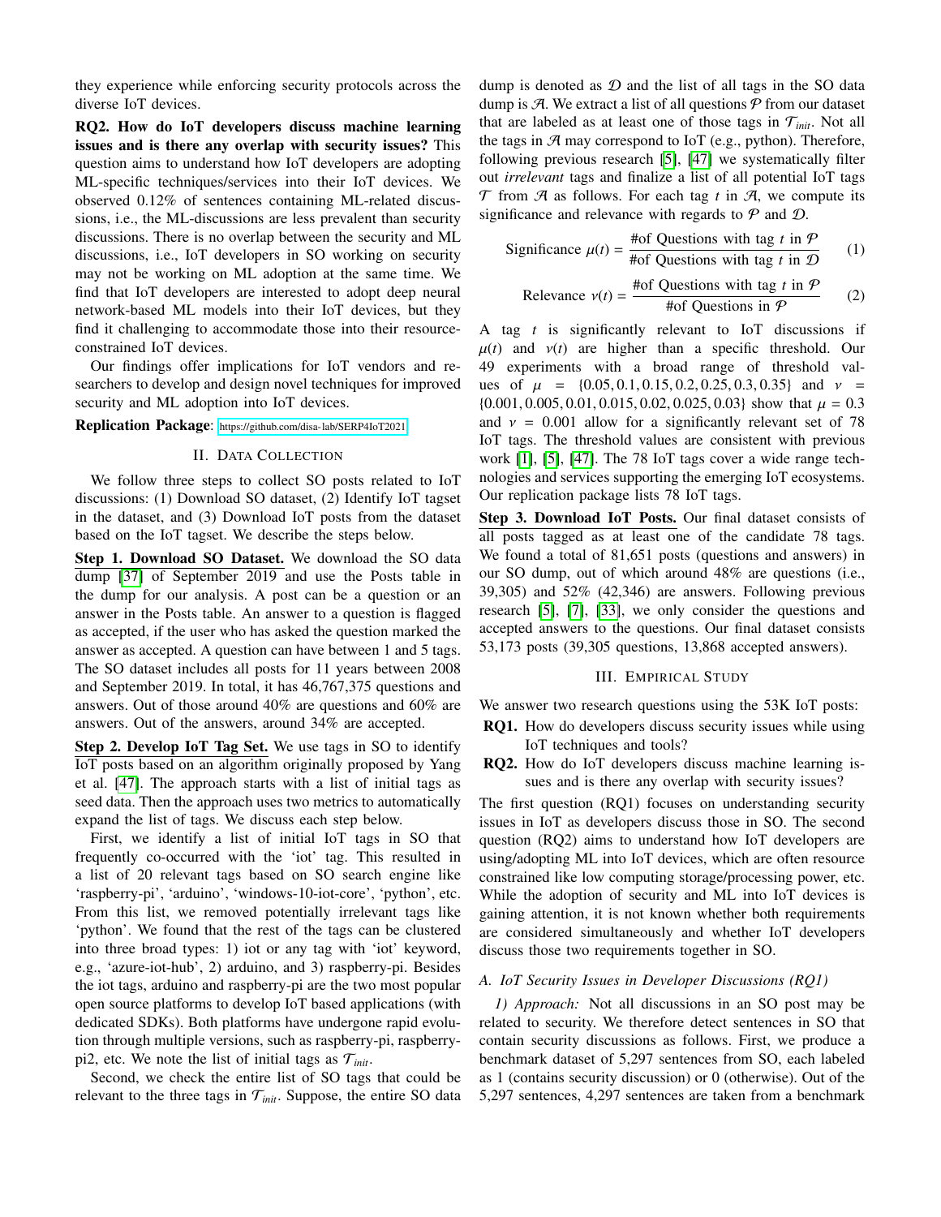they experience while enforcing security protocols across the diverse IoT devices.

**RQ2. How do IoT developers discuss machine learning issues and is there any overlap with security issues?** This question aims to understand how IoT developers are adopting ML-specific techniques/services into their IoT devices. We observed 0.12% of sentences containing ML-related discussions, i.e., the ML-discussions are less prevalent than security discussions. There is no overlap between the security and ML discussions, i.e., IoT developers in SO working on security may not be working on ML adoption at the same time. We find that IoT developers are interested to adopt deep neural network-based ML models into their IoT devices, but they find it challenging to accommodate those into their resource-constrained IoT devices.

Our findings offer implications for IoT vendors and researchers to develop and design novel techniques for improved security and ML adoption into IoT devices.

**Replication Package**: https://github.com/disa-lab/SERP4IoT2021

## II. Data Collection

We follow three steps to collect SO posts related to IoT discussions: (1) Download SO dataset, (2) Identify IoT tagset in the dataset, and (3) Download IoT posts from the dataset based on the IoT tagset. We describe the steps below.

**Step 1. Download SO Dataset.** We download the SO data dump [37] of September 2019 and use the Posts table in the dump for our analysis. A post can be a question or an answer in the Posts table. An answer to a question is flagged as accepted, if the user who has asked the question marked the answer as accepted. A question can have between 1 and 5 tags. The SO dataset includes all posts for 11 years between 2008 and September 2019. In total, it has 46,767,375 questions and answers. Out of those around 40% are questions and 60% are answers. Out of the answers, around 34% are accepted.

**Step 2. Develop IoT Tag Set.** We use tags in SO to identify IoT posts based on an algorithm originally proposed by Yang et al. [47]. The approach starts with a list of initial tags as seed data. Then the approach uses two metrics to automatically expand the list of tags. We discuss each step below.

First, we identify a list of initial IoT tags in SO that frequently co-occurred with the 'iot' tag. This resulted in a list of 20 relevant tags based on SO search engine like 'raspberry-pi', 'arduino', 'windows-10-iot-core', 'python', etc. From this list, we removed potentially irrelevant tags like 'python'. We found that the rest of the tags can be clustered into three broad types: 1) iot or any tag with 'iot' keyword, e.g., 'azure-iot-hub', 2) arduino, and 3) raspberry-pi. Besides the iot tags, arduino and raspberry-pi are the two most popular open source platforms to develop IoT based applications (with dedicated SDKs). Both platforms have undergone rapid evolution through multiple versions, such as raspberry-pi, raspberry-pi2, etc. We note the list of initial tags as $\mathcal{T}_{init}$.

Second, we check the entire list of SO tags that could be relevant to the three tags in $\mathcal{T}_{init}$. Suppose, the entire SO data dump is denoted as $\mathcal{D}$ and the list of all tags in the SO data dump is $\mathcal{A}$. We extract a list of all questions $\mathcal{P}$ from our dataset that are labeled as at least one of those tags in $\mathcal{T}_{init}$. Not all the tags in $\mathcal{A}$ may correspond to IoT (e.g., python). Therefore, following previous research [5], [47] we systematically filter out *irrelevant* tags and finalize a list of all potential IoT tags $\mathcal{T}$ from $\mathcal{A}$ as follows. For each tag $t$ in $\mathcal{A}$, we compute its significance and relevance with regards to $\mathcal{P}$ and $\mathcal{D}$.

$$\text{Significance } \mu(t) = \frac{\text{\#of Questions with tag } t \text{ in } \mathcal{P}}{\text{\#of Questions with tag } t \text{ in } \mathcal{D}} \quad (1)$$

$$\text{Relevance } \nu(t) = \frac{\text{\#of Questions with tag } t \text{ in } \mathcal{P}}{\text{\#of Questions in } \mathcal{P}} \quad (2)$$

A tag $t$ is significantly relevant to IoT discussions if $\mu(t)$ and $\nu(t)$ are higher than a specific threshold. Our 49 experiments with a broad range of threshold values of $\mu = \{0.05, 0.1, 0.15, 0.2, 0.25, 0.3, 0.35\}$ and $\nu = \{0.001, 0.005, 0.01, 0.015, 0.02, 0.025, 0.03\}$ show that $\mu = 0.3$ and $\nu = 0.001$ allow for a significantly relevant set of 78 IoT tags. The threshold values are consistent with previous work [1], [5], [47]. The 78 IoT tags cover a wide range technologies and services supporting the emerging IoT ecosystems. Our replication package lists 78 IoT tags.

**Step 3. Download IoT Posts.** Our final dataset consists of all posts tagged as at least one of the candidate 78 tags. We found a total of 81,651 posts (questions and answers) in our SO dump, out of which around 48% are questions (i.e., 39,305) and 52% (42,346) are answers. Following previous research [5], [7], [33], we only consider the questions and accepted answers to the questions. Our final dataset consists 53,173 posts (39,305 questions, 13,868 accepted answers).

## III. Empirical Study

We answer two research questions using the 53K IoT posts:

- **RQ1.** How do developers discuss security issues while using IoT techniques and tools?
- **RQ2.** How do IoT developers discuss machine learning issues and is there any overlap with security issues?

The first question (RQ1) focuses on understanding security issues in IoT as developers discuss those in SO. The second question (RQ2) aims to understand how IoT developers are using/adopting ML into IoT devices, which are often resource constrained like low computing storage/processing power, etc. While the adoption of security and ML into IoT devices is gaining attention, it is not known whether both requirements are considered simultaneously and whether IoT developers discuss those two requirements together in SO.

### A. IoT Security Issues in Developer Discussions (RQ1)

*1) Approach:* Not all discussions in an SO post may be related to security. We therefore detect sentences in SO that contain security discussions as follows. First, we produce a benchmark dataset of 5,297 sentences from SO, each labeled as 1 (contains security discussion) or 0 (otherwise). Out of the 5,297 sentences, 4,297 sentences are taken from a benchmark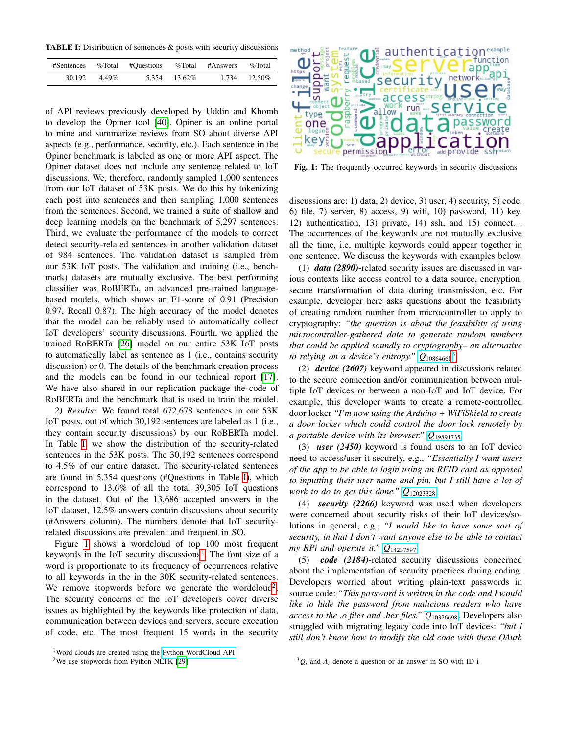**TABLE I:** Distribution of sentences & posts with security discussions

| #Sentences | %Total | #Questions | %Total | #Answers | %Total |
|---|---|---|---|---|---|
| 30,192 | 4.49% | 5,354 | 13.62% | 1,734 | 12.50% |

of API reviews previously developed by Uddin and Khomh to develop the Opiner tool [40]. Opiner is an online portal to mine and summarize reviews from SO about diverse API aspects (e.g., performance, security, etc.). Each sentence in the Opiner benchmark is labeled as one or more API aspect. The Opiner dataset does not include any sentence related to IoT discussions. We, therefore, randomly sampled 1,000 sentences from our IoT dataset of 53K posts. We do this by tokenizing each post into sentences and then sampling 1,000 sentences from the sentences. Second, we trained a suite of shallow and deep learning models on the benchmark of 5,297 sentences. Third, we evaluate the performance of the models to correct detect security-related sentences in another validation dataset of 984 sentences. The validation dataset is sampled from our 53K IoT posts. The validation and training (i.e., benchmark) datasets are mutually exclusive. The best performing classifier was RoBERTa, an advanced pre-trained language-based models, which shows an F1-score of 0.91 (Precision 0.97, Recall 0.87). The high accuracy of the model denotes that the model can be reliably used to automatically collect IoT developers' security discussions. Fourth, we applied the trained RoBERTa [26] model on our entire 53K IoT posts to automatically label as sentence as 1 (i.e., contains security discussion) or 0. The details of the benchmark creation process and the models can be found in our technical report [17]. We have also shared in our replication package the code of RoBERTa and the benchmark that is used to train the model.

*2) Results:* We found total 672,678 sentences in our 53K IoT posts, out of which 30,192 sentences are labeled as 1 (i.e., they contain security discussions) by our RoBERTa model. In Table I, we show the distribution of the security-related sentences in the 53K posts. The 30,192 sentences correspond to 4.5% of our entire dataset. The security-related sentences are found in 5,354 questions (#Questions in Table I), which correspond to 13.6% of all the total 39,305 IoT questions in the dataset. Out of the 13,686 accepted answers in the IoT dataset, 12.5% answers contain discussions about security (#Answers column). The numbers denote that IoT security-related discussions are prevalent and frequent in SO.

Figure 1 shows a wordcloud of top 100 most frequent keywords in the IoT security discussions[1]. The font size of a word is proportionate to its frequency of occurrences relative to all keywords in the in the 30K security-related sentences. We remove stopwords before we generate the wordcloud[2]. The security concerns of the IoT developers cover diverse issues as highlighted by the keywords like protection of data, communication between devices and servers, secure execution of code, etc. The most frequent 15 words in the security discussions are: 1) data, 2) device, 3) user, 4) security, 5) code, 6) file, 7) server, 8) access, 9) wifi, 10) password, 11) key, 12) authentication, 13) private, 14) ssh, and 15) connect. . The occurrences of the keywords are not mutually exclusive all the time, i.e, multiple keywords could appear together in one sentence. We discuss the keywords with examples below.

**Fig. 1:** The frequently occurred keywords in security discussions

(1) ***data (2890)***-related security issues are discussed in various contexts like access control to a data source, encryption, secure transformation of data during transmission, etc. For example, developer here asks questions about the feasibility of creating random number from microcontroller to apply to cryptography: *"the question is about the feasibility of using microcontroller-gathered data to generate random numbers that could be applied soundly to cryptography– an alternative to relying on a device's entropy."* $Q_{10864668}$[3]

(2) ***device (2607)*** keyword appeared in discussions related to the secure connection and/or communication between multiple IoT devices or between a non-IoT and IoT device. For example, this developer wants to create a remote-controlled door locker *"I'm now using the Arduino + WiFiShield to create a door locker which could control the door lock remotely by a portable device with its browser."* $Q_{19891735}$

(3) ***user (2450)*** keyword is found users to an IoT device need to access/user it securely, e.g., *"Essentially I want users of the app to be able to login using an RFID card as opposed to inputting their user name and pin, but I still have a lot of work to do to get this done."* $Q_{12023328}$

(4) ***security (2266)*** keyword was used when developers were concerned about security risks of their IoT devices/solutions in general, e.g., *"I would like to have some sort of security, in that I don't want anyone else to be able to contact my RPi and operate it."* $Q_{14237597}$

(5) ***code (2184)***-related security discussions concerned about the implementation of security practices during coding. Developers worried about writing plain-text passwords in source code: *"This password is written in the code and I would like to hide the password from malicious readers who have access to the .o files and .hex files."* $Q_{10326698}$. Developers also struggled with migrating legacy code into IoT devices: *"but I still don't know how to modify the old code with these OAuth*

[1] Word clouds are created using the Python WordCloud API

[2] We use stopwords from Python NLTK [29]

[3] $Q_i$ and $A_i$ denote a question or an answer in SO with ID i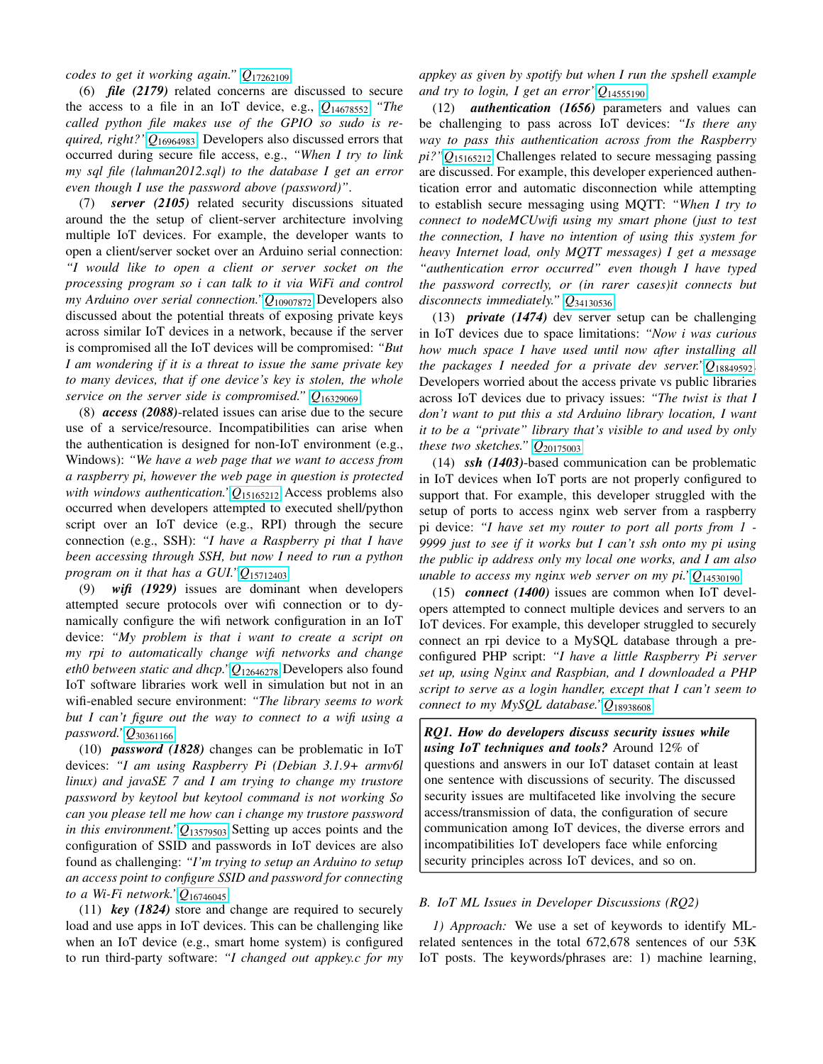*codes to get it working again."* $Q_{17262109}$

(6) ***file (2179)*** related concerns are discussed to secure the access to a file in an IoT device, e.g., $Q_{14678552}$ *"The called python file makes use of the GPIO so sudo is required, right?"* $Q_{16964983}$ Developers also discussed errors that occurred during secure file access, e.g., *"When I try to link my sql file (lahman2012.sql) to the database I get an error even though I use the password above (password)"*.

(7) ***server (2105)*** related security discussions situated around the the setup of client-server architecture involving multiple IoT devices. For example, the developer wants to open a client/server socket over an Arduino serial connection: *"I would like to open a client or server socket on the processing program so i can talk to it via WiFi and control my Arduino over serial connection."* $Q_{10907872}$ Developers also discussed about the potential threats of exposing private keys across similar IoT devices in a network, because if the server is compromised all the IoT devices will be compromised: *"But I am wondering if it is a threat to issue the same private key to many devices, that if one device's key is stolen, the whole service on the server side is compromised."* $Q_{16329069}$

(8) ***access (2088)***-related issues can arise due to the secure use of a service/resource. Incompatibilities can arise when the authentication is designed for non-IoT environment (e.g., Windows): *"We have a web page that we want to access from a raspberry pi, however the web page in question is protected with windows authentication."* $Q_{15165212}$ Access problems also occurred when developers attempted to executed shell/python script over an IoT device (e.g., RPI) through the secure connection (e.g., SSH): *"I have a Raspberry pi that I have been accessing through SSH, but now I need to run a python program on it that has a GUI."* $Q_{15712403}$

(9) ***wifi (1929)*** issues are dominant when developers attempted secure protocols over wifi connection or to dynamically configure the wifi network configuration in an IoT device: *"My problem is that i want to create a script on my rpi to automatically change wifi networks and change eth0 between static and dhcp."* $Q_{12646278}$ Developers also found IoT software libraries work well in simulation but not in an wifi-enabled secure environment: *"The library seems to work but I can't figure out the way to connect to a wifi using a password."* $Q_{30361166}$

(10) ***password (1828)*** changes can be problematic in IoT devices: *"I am using Raspberry Pi (Debian 3.1.9+ armv6l linux) and javaSE 7 and I am trying to change my trustore password by keytool but keytool command is not working So can you please tell me how can i change my trustore password in this environment."* $Q_{13579503}$ Setting up acces points and the configuration of SSID and passwords in IoT devices are also found as challenging: *"I'm trying to setup an Arduino to setup an access point to configure SSID and password for connecting to a Wi-Fi network."* $Q_{16746045}$

(11) ***key (1824)*** store and change are required to securely load and use apps in IoT devices. This can be challenging like when an IoT device (e.g., smart home system) is configured to run third-party software: *"I changed out appkey.c for my appkey as given by spotify but when I run the spshell example and try to login, I get an error"* $Q_{14555190}$

(12) ***authentication (1656)*** parameters and values can be challenging to pass across IoT devices: *"Is there any way to pass this authentication across from the Raspberry pi?"* $Q_{15165212}$ Challenges related to secure messaging passing are discussed. For example, this developer experienced authentication error and automatic disconnection while attempting to establish secure messaging using MQTT: *"When I try to connect to nodeMCUwifi using my smart phone (just to test the connection, I have no intention of using this system for heavy Internet load, only MQTT messages) I get a message "authentication error occurred" even though I have typed the password correctly, or (in rarer cases)it connects but disconnects immediately."* $Q_{34130536}$

(13) ***private (1474)*** dev server setup can be challenging in IoT devices due to space limitations: *"Now i was curious how much space I have used until now after installing all the packages I needed for a private dev server."* $Q_{18849592}$. Developers worried about the access private vs public libraries across IoT devices due to privacy issues: *"The twist is that I don't want to put this a std Arduino library location, I want it to be a "private" library that's visible to and used by only these two sketches."* $Q_{20175003}$

(14) ***ssh (1403)***-based communication can be problematic in IoT devices when IoT ports are not properly configured to support that. For example, this developer struggled with the setup of ports to access nginx web server from a raspberry pi device: *"I have set my router to port all ports from 1 - 9999 just to see if it works but I can't ssh onto my pi using the public ip address only my local one works, and I am also unable to access my nginx web server on my pi."* $Q_{14530190}$

(15) ***connect (1400)*** issues are common when IoT developers attempted to connect multiple devices and servers to an IoT devices. For example, this developer struggled to securely connect an rpi device to a MySQL database through a preconfigured PHP script: *"I have a little Raspberry Pi server set up, using Nginx and Raspbian, and I downloaded a PHP script to serve as a login handler, except that I can't seem to connect to my MySQL database."* $Q_{18938608}$

> ***RQ1. How do developers discuss security issues while using IoT techniques and tools?*** Around 12% of questions and answers in our IoT dataset contain at least one sentence with discussions of security. The discussed security issues are multifaceted like involving the secure access/transmission of data, the configuration of secure communication among IoT devices, the diverse errors and incompatibilities IoT developers face while enforcing security principles across IoT devices, and so on.

### B. IoT ML Issues in Developer Discussions (RQ2)

*1) Approach:* We use a set of keywords to identify ML-related sentences in the total 672,678 sentences of our 53K IoT posts. The keywords/phrases are: 1) machine learning,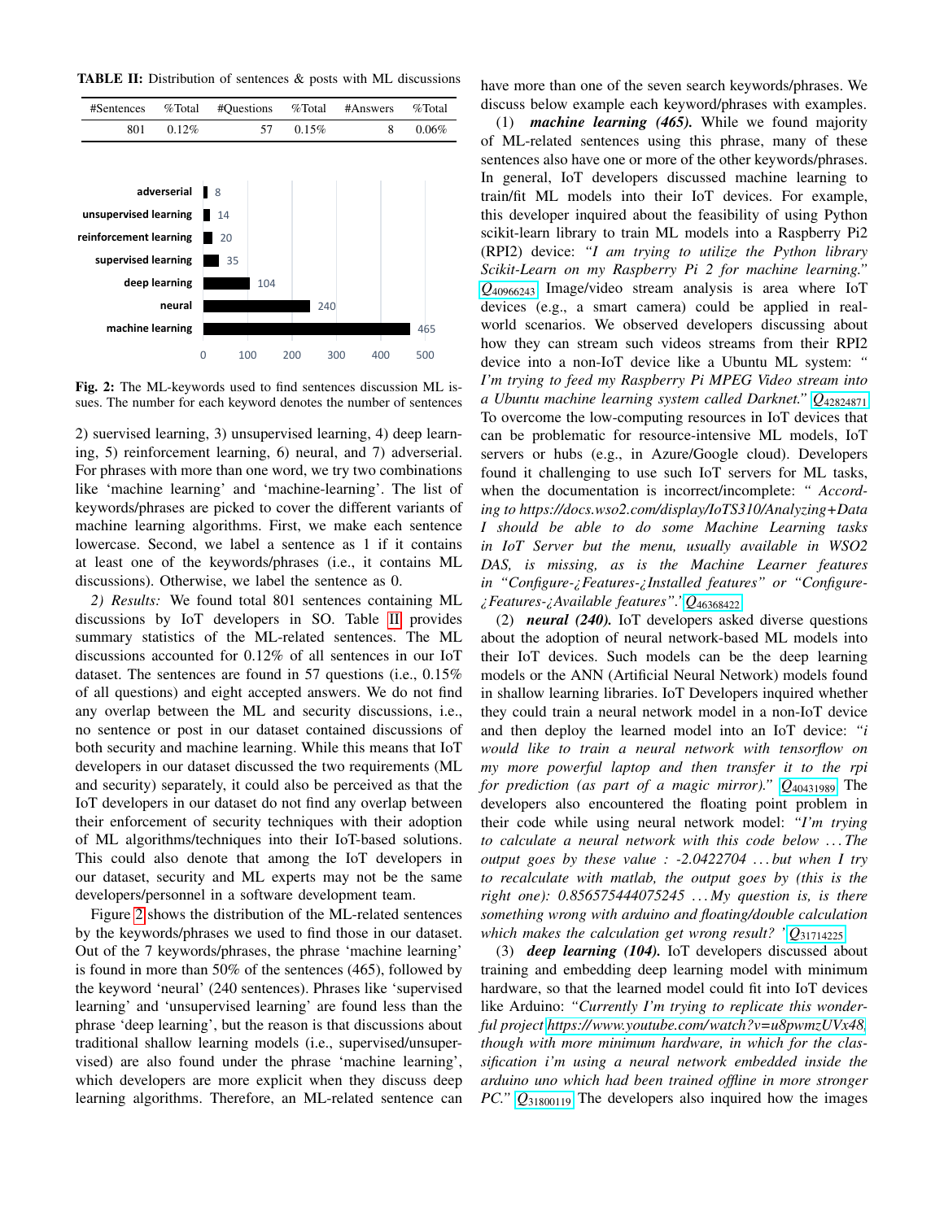**TABLE II:** Distribution of sentences & posts with ML discussions

| #Sentences | %Total | #Questions | %Total | #Answers | %Total |
|---|---|---|---|---|---|
| 801 | 0.12% | 57 | 0.15% | 8 | 0.06% |

| Keyword | #Sentences |
|---|---|
| adverserial | 8 |
| unsupervised learning | 14 |
| reinforcement learning | 20 |
| supervised learning | 35 |
| deep learning | 104 |
| neural | 240 |
| machine learning | 465 |

**Fig. 2:** The ML-keywords used to find sentences discussion ML issues. The number for each keyword denotes the number of sentences

2) suervised learning, 3) unsupervised learning, 4) deep learning, 5) reinforcement learning, 6) neural, and 7) adverserial. For phrases with more than one word, we try two combinations like 'machine learning' and 'machine-learning'. The list of keywords/phrases are picked to cover the different variants of machine learning algorithms. First, we make each sentence lowercase. Second, we label a sentence as 1 if it contains at least one of the keywords/phrases (i.e., it contains ML discussions). Otherwise, we label the sentence as 0.

*2) Results:* We found total 801 sentences containing ML discussions by IoT developers in SO. Table II provides summary statistics of the ML-related sentences. The ML discussions accounted for 0.12% of all sentences in our IoT dataset. The sentences are found in 57 questions (i.e., 0.15% of all questions) and eight accepted answers. We do not find any overlap between the ML and security discussions, i.e., no sentence or post in our dataset contained discussions of both security and machine learning. While this means that IoT developers in our dataset discussed the two requirements (ML and security) separately, it could also be perceived as that the IoT developers in our dataset do not find any overlap between their enforcement of security techniques with their adoption of ML algorithms/techniques into their IoT-based solutions. This could also denote that among the IoT developers in our dataset, security and ML experts may not be the same developers/personnel in a software development team.

Figure 2 shows the distribution of the ML-related sentences by the keywords/phrases we used to find those in our dataset. Out of the 7 keywords/phrases, the phrase 'machine learning' is found in more than 50% of the sentences (465), followed by the keyword 'neural' (240 sentences). Phrases like 'supervised learning' and 'unsupervised learning' are found less than the phrase 'deep learning', but the reason is that discussions about traditional shallow learning models (i.e., supervised/unsupervised) are also found under the phrase 'machine learning', which developers are more explicit when they discuss deep learning algorithms. Therefore, an ML-related sentence can have more than one of the seven search keywords/phrases. We discuss below example each keyword/phrases with examples.

(1) ***machine learning (465).*** While we found majority of ML-related sentences using this phrase, many of these sentences also have one or more of the other keywords/phrases. In general, IoT developers discussed machine learning to train/fit ML models into their IoT devices. For example, this developer inquired about the feasibility of using Python scikit-learn library to train ML models into a Raspberry Pi2 (RPI2) device: *"I am trying to utilize the Python library Scikit-Learn on my Raspberry Pi 2 for machine learning."* $Q_{40966243}$ Image/video stream analysis is area where IoT devices (e.g., a smart camera) could be applied in real-world scenarios. We observed developers discussing about how they can stream such videos streams from their RPI2 device into a non-IoT device like a Ubuntu ML system: *" I'm trying to feed my Raspberry Pi MPEG Video stream into a Ubuntu machine learning system called Darknet."* $Q_{42824871}$ To overcome the low-computing resources in IoT devices that can be problematic for resource-intensive ML models, IoT servers or hubs (e.g., in Azure/Google cloud). Developers found it challenging to use such IoT servers for ML tasks, when the documentation is incorrect/incomplete: *" According to https://docs.wso2.com/display/IoTS310/Analyzing+Data I should be able to do some Machine Learning tasks in IoT Server but the menu, usually available in WSO2 DAS, is missing, as is the Machine Learner features in "Configure-¿Features-¿Installed features" or "Configure-¿Features-¿Available features".'* $Q_{46368422}$

(2) ***neural (240).*** IoT developers asked diverse questions about the adoption of neural network-based ML models into their IoT devices. Such models can be the deep learning models or the ANN (Artificial Neural Network) models found in shallow learning libraries. IoT Developers inquired whether they could train a neural network model in a non-IoT device and then deploy the learned model into an IoT device: *"i would like to train a neural network with tensorflow on my more powerful laptop and then transfer it to the rpi for prediction (as part of a magic mirror)."* $Q_{40431989}$ The developers also encountered the floating point problem in their code while using neural network model: *"I'm trying to calculate a neural network with this code below ... The output goes by these value : -2.0422704 ... but when I try to recalculate with matlab, the output goes by (this is the right one): 0.856575444075245 ... My question is, is there something wrong with arduino and floating/double calculation which makes the calculation get wrong result? '* $Q_{31714225}$

(3) ***deep learning (104).*** IoT developers discussed about training and embedding deep learning model with minimum hardware, so that the learned model could fit into IoT devices like Arduino: *"Currently I'm trying to replicate this wonderful project https://www.youtube.com/watch?v=u8pwmzUVx48, though with more minimum hardware, in which for the classification i'm using a neural network embedded inside the arduino uno which had been trained offline in more stronger PC."* $Q_{31800119}$ The developers also inquired how the images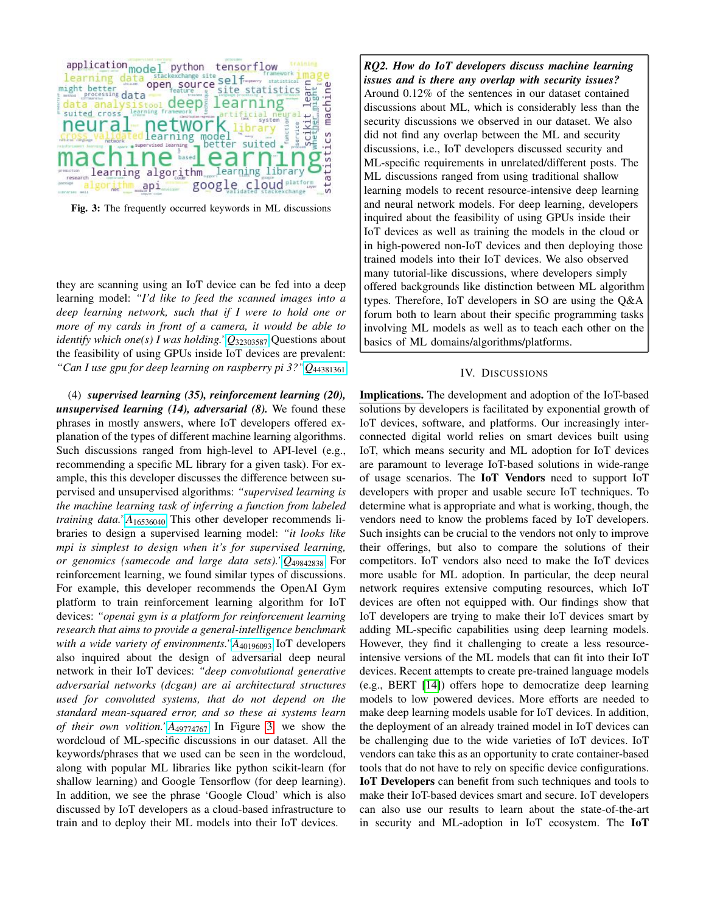Fig. 3: The frequently occurred keywords in ML discussions

they are scanning using an IoT device can be fed into a deep learning model: *"I'd like to feed the scanned images into a deep learning network, such that if I were to hold one or more of my cards in front of a camera, it would be able to identify which one(s) I was holding."* $Q_{32303587}$ Questions about the feasibility of using GPUs inside IoT devices are prevalent: *"Can I use gpu for deep learning on raspberry pi 3?"* $Q_{44381361}$

(4) ***supervised learning (35), reinforcement learning (20), unsupervised learning (14), adversarial (8).*** We found these phrases in mostly answers, where IoT developers offered explanation of the types of different machine learning algorithms. Such discussions ranged from high-level to API-level (e.g., recommending a specific ML library for a given task). For example, this this developer discusses the difference between supervised and unsupervised algorithms: *"supervised learning is the machine learning task of inferring a function from labeled training data."* $A_{16536040}$ This other developer recommends libraries to design a supervised learning model: *"it looks like mpi is simplest to design when it's for supervised learning, or genomics (samecode and large data sets)."* $Q_{49842838}$ For reinforcement learning, we found similar types of discussions. For example, this developer recommends the OpenAI Gym platform to train reinforcement learning algorithm for IoT devices: *"openai gym is a platform for reinforcement learning research that aims to provide a general-intelligence benchmark with a wide variety of environments."* $A_{40196093}$ IoT developers also inquired about the design of adversarial deep neural network in their IoT devices: *"deep convolutional generative adversarial networks (dcgan) are ai architectural structures used for convoluted systems, that do not depend on the standard mean-squared error, and so these ai systems learn of their own volition."* $A_{49774767}$ In Figure 3, we show the wordcloud of ML-specific discussions in our dataset. All the keywords/phrases that we used can be seen in the wordcloud, along with popular ML libraries like python scikit-learn (for shallow learning) and Google Tensorflow (for deep learning). In addition, we see the phrase 'Google Cloud' which is also discussed by IoT developers as a cloud-based infrastructure to train and to deploy their ML models into their IoT devices.

> ***RQ2. How do IoT developers discuss machine learning issues and is there any overlap with security issues?*** Around 0.12% of the sentences in our dataset contained discussions about ML, which is considerably less than the security discussions we observed in our dataset. We also did not find any overlap between the ML and security discussions, i.e., IoT developers discussed security and ML-specific requirements in unrelated/different posts. The ML discussions ranged from using traditional shallow learning models to recent resource-intensive deep learning and neural network models. For deep learning, developers inquired about the feasibility of using GPUs inside their IoT devices as well as training the models in the cloud or in high-powered non-IoT devices and then deploying those trained models into their IoT devices. We also observed many tutorial-like discussions, where developers simply offered backgrounds like distinction between ML algorithm types. Therefore, IoT developers in SO are using the Q&A forum both to learn about their specific programming tasks involving ML models as well as to teach each other on the basics of ML domains/algorithms/platforms.

## IV. Discussions

**Implications.** The development and adoption of the IoT-based solutions by developers is facilitated by exponential growth of IoT devices, software, and platforms. Our increasingly interconnected digital world relies on smart devices built using IoT, which means security and ML adoption for IoT devices are paramount to leverage IoT-based solutions in wide-range of usage scenarios. The **IoT Vendors** need to support IoT developers with proper and usable secure IoT techniques. To determine what is appropriate and what is working, though, the vendors need to know the problems faced by IoT developers. Such insights can be crucial to the vendors not only to improve their offerings, but also to compare the solutions of their competitors. IoT vendors also need to make the IoT devices more usable for ML adoption. In particular, the deep neural network requires extensive computing resources, which IoT devices are often not equipped with. Our findings show that IoT developers are trying to make their IoT devices smart by adding ML-specific capabilities using deep learning models. However, they find it challenging to create a less resource-intensive versions of the ML models that can fit into their IoT devices. Recent attempts to create pre-trained language models (e.g., BERT [14]) offers hope to democratize deep learning models to low powered devices. More efforts are needed to make deep learning models usable for IoT devices. In addition, the deployment of an already trained model in IoT devices can be challenging due to the wide varieties of IoT devices. IoT vendors can take this as an opportunity to crate container-based tools that do not have to rely on specific device configurations. **IoT Developers** can benefit from such techniques and tools to make their IoT-based devices smart and secure. IoT developers can also use our results to learn about the state-of-the-art in security and ML-adoption in IoT ecosystem. The **IoT**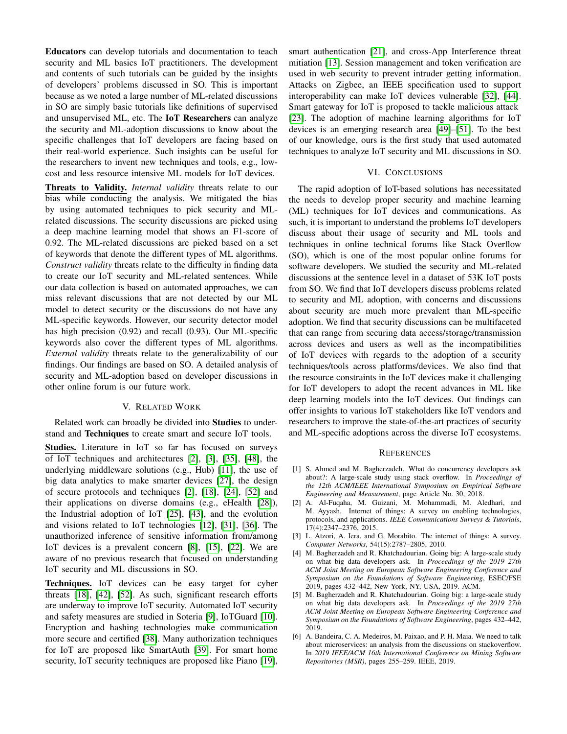**Educators** can develop tutorials and documentation to teach security and ML basics IoT practitioners. The development and contents of such tutorials can be guided by the insights of developers' problems discussed in SO. This is important because as we noted a large number of ML-related discussions in SO are simply basic tutorials like definitions of supervised and unsupervised ML, etc. The **IoT Researchers** can analyze the security and ML-adoption discussions to know about the specific challenges that IoT developers are facing based on their real-world experience. Such insights can be useful for the researchers to invent new techniques and tools, e.g., low-cost and less resource intensive ML models for IoT devices.

**Threats to Validity.** *Internal validity* threats relate to our bias while conducting the analysis. We mitigated the bias by using automated techniques to pick security and ML-related discussions. The security discussions are picked using a deep machine learning model that shows an F1-score of 0.92. The ML-related discussions are picked based on a set of keywords that denote the different types of ML algorithms. *Construct validity* threats relate to the difficulty in finding data to create our IoT security and ML-related sentences. While our data collection is based on automated approaches, we can miss relevant discussions that are not detected by our ML model to detect security or the discussions do not have any ML-specific keywords. However, our security detector model has high precision (0.92) and recall (0.93). Our ML-specific keywords also cover the different types of ML algorithms. *External validity* threats relate to the generalizability of our findings. Our findings are based on SO. A detailed analysis of security and ML-adoption based on developer discussions in other online forum is our future work.

## V. Related Work

Related work can broadly be divided into **Studies** to understand and **Techniques** to create smart and secure IoT tools.

**Studies.** Literature in IoT so far has focused on surveys of IoT techniques and architectures [2], [3], [35], [48], the underlying middleware solutions (e.g., Hub) [11], the use of big data analytics to make smarter devices [27], the design of secure protocols and techniques [2], [18], [24], [52] and their applications on diverse domains (e.g., eHealth [28]), the Industrial adoption of IoT [25], [43], and the evolution and visions related to IoT technologies [12], [31], [36]. The unauthorized inference of sensitive information from/among IoT devices is a prevalent concern [8], [15], [22]. We are aware of no previous research that focused on understanding IoT security and ML discussions in SO.

**Techniques.** IoT devices can be easy target for cyber threats [18], [42], [52]. As such, significant research efforts are underway to improve IoT security. Automated IoT security and safety measures are studied in Soteria [9], IoTGuard [10]. Encryption and hashing technologies make communication more secure and certified [38]. Many authorization techniques for IoT are proposed like SmartAuth [39]. For smart home security, IoT security techniques are proposed like Piano [19], smart authentication [21], and cross-App Interference threat mitiation [13]. Session management and token verification are used in web security to prevent intruder getting information. Attacks on Zigbee, an IEEE specification used to support interoperability can make IoT devices vulnerable [32], [44]. Smart gateway for IoT is proposed to tackle malicious attack [23]. The adoption of machine learning algorithms for IoT devices is an emerging research area [49]–[51]. To the best of our knowledge, ours is the first study that used automated techniques to analyze IoT security and ML discussions in SO.

## VI. Conclusions

The rapid adoption of IoT-based solutions has necessitated the needs to develop proper security and machine learning (ML) techniques for IoT devices and communications. As such, it is important to understand the problems IoT developers discuss about their usage of security and ML tools and techniques in online technical forums like Stack Overflow (SO), which is one of the most popular online forums for software developers. We studied the security and ML-related discussions at the sentence level in a dataset of 53K IoT posts from SO. We find that IoT developers discuss problems related to security and ML adoption, with concerns and discussions about security are much more prevalent than ML-specific adoption. We find that security discussions can be multifaceted that can range from securing data access/storage/transmission across devices and users as well as the incompatibilities of IoT devices with regards to the adoption of a security techniques/tools across platforms/devices. We also find that the resource constraints in the IoT devices make it challenging for IoT developers to adopt the recent advances in ML like deep learning models into the IoT devices. Out findings can offer insights to various IoT stakeholders like IoT vendors and researchers to improve the state-of-the-art practices of security and ML-specific adoptions across the diverse IoT ecosystems.

## References

[1] S. Ahmed and M. Bagherzadeh. What do concurrency developers ask about?: A large-scale study using stack overflow. In *Proceedings of the 12th ACM/IEEE International Symposium on Empirical Software Engineering and Measurement*, page Article No. 30, 2018.

[2] A. Al-Fuqaha, M. Guizani, M. Mohammadi, M. Aledhari, and M. Ayyash. Internet of things: A survey on enabling technologies, protocols, and applications. *IEEE Communications Surveys & Tutorials*, 17(4):2347–2376, 2015.

[3] L. Atzori, A. Iera, and G. Morabito. The internet of things: A survey. *Computer Networks*, 54(15):2787–2805, 2010.

[4] M. Bagherzadeh and R. Khatchadourian. Going big: A large-scale study on what big data developers ask. In *Proceedings of the 2019 27th ACM Joint Meeting on European Software Engineering Conference and Symposium on the Foundations of Software Engineering*, ESEC/FSE 2019, pages 432–442, New York, NY, USA, 2019. ACM.

[5] M. Bagherzadeh and R. Khatchadourian. Going big: a large-scale study on what big data developers ask. In *Proceedings of the 2019 27th ACM Joint Meeting on European Software Engineering Conference and Symposium on the Foundations of Software Engineering*, pages 432–442, 2019.

[6] A. Bandeira, C. A. Medeiros, M. Paixao, and P. H. Maia. We need to talk about microservices: an analysis from the discussions on stackoverflow. In *2019 IEEE/ACM 16th International Conference on Mining Software Repositories (MSR)*, pages 255–259. IEEE, 2019.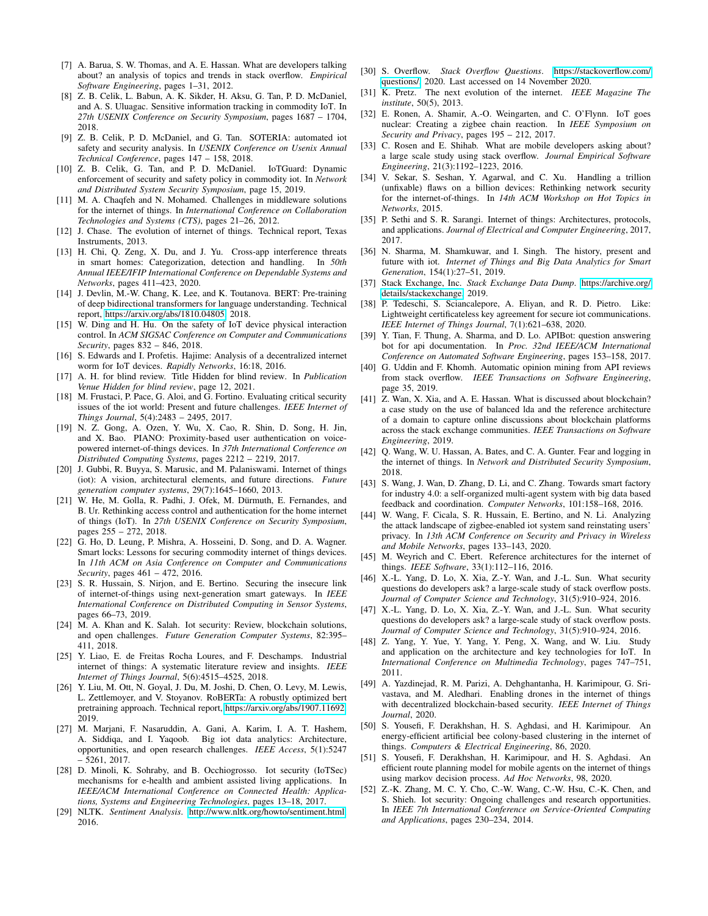[7] A. Barua, S. W. Thomas, and A. E. Hassan. What are developers talking about? an analysis of topics and trends in stack overflow. *Empirical Software Engineering*, pages 1–31, 2012.

[8] Z. B. Celik, L. Babun, A. K. Sikder, H. Aksu, G. Tan, P. D. McDaniel, and A. S. Uluagac. Sensitive information tracking in commodity IoT. In *27th USENIX Conference on Security Symposium*, pages 1687 – 1704, 2018.

[9] Z. B. Celik, P. D. McDaniel, and G. Tan. SOTERIA: automated iot safety and security analysis. In *USENIX Conference on Usenix Annual Technical Conference*, pages 147 – 158, 2018.

[10] Z. B. Celik, G. Tan, and P. D. McDaniel. IoTGuard: Dynamic enforcement of security and safety policy in commodity iot. In *Network and Distributed System Security Symposium*, page 15, 2019.

[11] M. A. Chaqfeh and N. Mohamed. Challenges in middleware solutions for the internet of things. In *International Conference on Collaboration Technologies and Systems (CTS)*, pages 21–26, 2012.

[12] J. Chase. The evolution of internet of things. Technical report, Texas Instruments, 2013.

[13] H. Chi, Q. Zeng, X. Du, and J. Yu. Cross-app interference threats in smart homes: Categorization, detection and handling. In *50th Annual IEEE/IFIP International Conference on Dependable Systems and Networks*, pages 411–423, 2020.

[14] J. Devlin, M.-W. Chang, K. Lee, and K. Toutanova. BERT: Pre-training of deep bidirectional transformers for language understanding. Technical report, https://arxiv.org/abs/1810.04805, 2018.

[15] W. Ding and H. Hu. On the safety of IoT device physical interaction control. In *ACM SIGSAC Conference on Computer and Communications Security*, pages 832 – 846, 2018.

[16] S. Edwards and I. Profetis. Hajime: Analysis of a decentralized internet worm for IoT devices. *Rapidly Networks*, 16:18, 2016.

[17] A. H. for blind review. Title Hidden for blind review. In *Publication Venue Hidden for blind review*, page 12, 2021.

[18] M. Frustaci, P. Pace, G. Aloi, and G. Fortino. Evaluating critical security issues of the iot world: Present and future challenges. *IEEE Internet of Things Journal*, 5(4):2483 – 2495, 2017.

[19] N. Z. Gong, A. Ozen, Y. Wu, X. Cao, R. Shin, D. Song, H. Jin, and X. Bao. PIANO: Proximity-based user authentication on voice-powered internet-of-things devices. In *37th International Conference on Distributed Computing Systems*, pages 2212 – 2219, 2017.

[20] J. Gubbi, R. Buyya, S. Marusic, and M. Palaniswami. Internet of things (iot): A vision, architectural elements, and future directions. *Future generation computer systems*, 29(7):1645–1660, 2013.

[21] W. He, M. Golla, R. Padhi, J. Ofek, M. Dürmuth, E. Fernandes, and B. Ur. Rethinking access control and authentication for the home internet of things (IoT). In *27th USENIX Conference on Security Symposium*, pages 255 – 272, 2018.

[22] G. Ho, D. Leung, P. Mishra, A. Hosseini, D. Song, and D. A. Wagner. Smart locks: Lessons for securing commodity internet of things devices. In *11th ACM on Asia Conference on Computer and Communications Security*, pages 461 – 472, 2016.

[23] S. R. Hussain, S. Nirjon, and E. Bertino. Securing the insecure link of internet-of-things using next-generation smart gateways. In *IEEE International Conference on Distributed Computing in Sensor Systems*, pages 66–73, 2019.

[24] M. A. Khan and K. Salah. Iot security: Review, blockchain solutions, and open challenges. *Future Generation Computer Systems*, 82:395–411, 2018.

[25] Y. Liao, E. de Freitas Rocha Loures, and F. Deschamps. Industrial internet of things: A systematic literature review and insights. *IEEE Internet of Things Journal*, 5(6):4515–4525, 2018.

[26] Y. Liu, M. Ott, N. Goyal, J. Du, M. Joshi, D. Chen, O. Levy, M. Lewis, L. Zettlemoyer, and V. Stoyanov. RoBERTa: A robustly optimized bert pretraining approach. Technical report, https://arxiv.org/abs/1907.11692, 2019.

[27] M. Marjani, F. Nasaruddin, A. Gani, A. Karim, I. A. T. Hashem, A. Siddiqa, and I. Yaqoob. Big iot data analytics: Architecture, opportunities, and open research challenges. *IEEE Access*, 5(1):5247 – 5261, 2017.

[28] D. Minoli, K. Sohraby, and B. Occhiogrosso. Iot security (IoTSec) mechanisms for e-health and ambient assisted living applications. In *IEEE/ACM International Conference on Connected Health: Applications, Systems and Engineering Technologies*, pages 13–18, 2017.

[29] NLTK. *Sentiment Analysis*. http://www.nltk.org/howto/sentiment.html, 2016.

[30] S. Overflow. *Stack Overflow Questions*. https://stackoverflow.com/questions/, 2020. Last accessed on 14 November 2020.

[31] K. Pretz. The next evolution of the internet. *IEEE Magazine The institute*, 50(5), 2013.

[32] E. Ronen, A. Shamir, A.-O. Weingarten, and C. O'Flynn. IoT goes nuclear: Creating a zigbee chain reaction. In *IEEE Symposium on Security and Privacy*, pages 195 – 212, 2017.

[33] C. Rosen and E. Shihab. What are mobile developers asking about? a large scale study using stack overflow. *Journal Empirical Software Engineering*, 21(3):1192–1223, 2016.

[34] V. Sekar, S. Seshan, Y. Agarwal, and C. Xu. Handling a trillion (unfixable) flaws on a billion devices: Rethinking network security for the internet-of-things. In *14th ACM Workshop on Hot Topics in Networks*, 2015.

[35] P. Sethi and S. R. Sarangi. Internet of things: Architectures, protocols, and applications. *Journal of Electrical and Computer Engineering*, 2017, 2017.

[36] N. Sharma, M. Shamkuwar, and I. Singh. The history, present and future with iot. *Internet of Things and Big Data Analytics for Smart Generation*, 154(1):27–51, 2019.

[37] Stack Exchange, Inc. *Stack Exchange Data Dump*. https://archive.org/details/stackexchange, 2019.

[38] P. Tedeschi, S. Sciancalepore, A. Eliyan, and R. D. Pietro. Like: Lightweight certificateless key agreement for secure iot communications. *IEEE Internet of Things Journal*, 7(1):621–638, 2020.

[39] Y. Tian, F. Thung, A. Sharma, and D. Lo. APIBot: question answering bot for api documentation. In *Proc. 32nd IEEE/ACM International Conference on Automated Software Engineering*, pages 153–158, 2017.

[40] G. Uddin and F. Khomh. Automatic opinion mining from API reviews from stack overflow. *IEEE Transactions on Software Engineering*, page 35, 2019.

[41] Z. Wan, X. Xia, and A. E. Hassan. What is discussed about blockchain? a case study on the use of balanced lda and the reference architecture of a domain to capture online discussions about blockchain platforms across the stack exchange communities. *IEEE Transactions on Software Engineering*, 2019.

[42] Q. Wang, W. U. Hassan, A. Bates, and C. A. Gunter. Fear and logging in the internet of things. In *Network and Distributed Security Symposium*, 2018.

[43] S. Wang, J. Wan, D. Zhang, D. Li, and C. Zhang. Towards smart factory for industry 4.0: a self-organized multi-agent system with big data based feedback and coordination. *Computer Networks*, 101:158–168, 2016.

[44] W. Wang, F. Cicala, S. R. Hussain, E. Bertino, and N. Li. Analyzing the attack landscape of zigbee-enabled iot system sand reinstating users' privacy. In *13th ACM Conference on Security and Privacy in Wireless and Mobile Networks*, pages 133–143, 2020.

[45] M. Weyrich and C. Ebert. Reference architectures for the internet of things. *IEEE Software*, 33(1):112–116, 2016.

[46] X.-L. Yang, D. Lo, X. Xia, Z.-Y. Wan, and J.-L. Sun. What security questions do developers ask? a large-scale study of stack overflow posts. *Journal of Computer Science and Technology*, 31(5):910–924, 2016.

[47] X.-L. Yang, D. Lo, X. Xia, Z.-Y. Wan, and J.-L. Sun. What security questions do developers ask? a large-scale study of stack overflow posts. *Journal of Computer Science and Technology*, 31(5):910–924, 2016.

[48] Z. Yang, Y. Yue, Y. Yang, Y. Peng, X. Wang, and W. Liu. Study and application on the architecture and key technologies for IoT. In *International Conference on Multimedia Technology*, pages 747–751, 2011.

[49] A. Yazdinejad, R. M. Parizi, A. Dehghantanha, H. Karimipour, G. Srivastava, and M. Aledhari. Enabling drones in the internet of things with decentralized blockchain-based security. *IEEE Internet of Things Journal*, 2020.

[50] S. Yousefi, F. Derakhshan, H. S. Aghdasi, and H. Karimipour. An energy-efficient artificial bee colony-based clustering in the internet of things. *Computers & Electrical Engineering*, 86, 2020.

[51] S. Yousefi, F. Derakhshan, H. Karimipour, and H. S. Aghdasi. An efficient route planning model for mobile agents on the internet of things using markov decision process. *Ad Hoc Networks*, 98, 2020.

[52] Z.-K. Zhang, M. C. Y. Cho, C.-W. Wang, C.-W. Hsu, C.-K. Chen, and S. Shieh. Iot security: Ongoing challenges and research opportunities. In *IEEE 7th International Conference on Service-Oriented Computing and Applications*, pages 230–234, 2014.